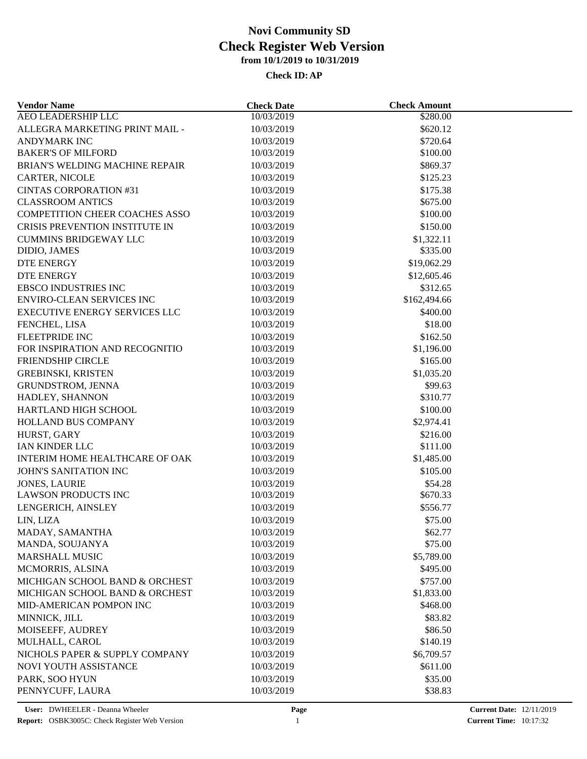# Novi Community SD
## Check Register Web Version
### from 10/1/2019 to 10/31/2019

**Check ID: AP**

| Vendor Name | Check Date | Check Amount |
|---|---|---|
| AEO LEADERSHIP LLC | 10/03/2019 | $280.00 |
| ALLEGRA MARKETING PRINT MAIL - | 10/03/2019 | $620.12 |
| ANDYMARK INC | 10/03/2019 | $720.64 |
| BAKER'S OF MILFORD | 10/03/2019 | $100.00 |
| BRIAN'S WELDING MACHINE REPAIR | 10/03/2019 | $869.37 |
| CARTER, NICOLE | 10/03/2019 | $125.23 |
| CINTAS CORPORATION #31 | 10/03/2019 | $175.38 |
| CLASSROOM ANTICS | 10/03/2019 | $675.00 |
| COMPETITION CHEER COACHES ASSO | 10/03/2019 | $100.00 |
| CRISIS PREVENTION INSTITUTE IN | 10/03/2019 | $150.00 |
| CUMMINS BRIDGEWAY LLC | 10/03/2019 | $1,322.11 |
| DIDIO, JAMES | 10/03/2019 | $335.00 |
| DTE ENERGY | 10/03/2019 | $19,062.29 |
| DTE ENERGY | 10/03/2019 | $12,605.46 |
| EBSCO INDUSTRIES INC | 10/03/2019 | $312.65 |
| ENVIRO-CLEAN SERVICES INC | 10/03/2019 | $162,494.66 |
| EXECUTIVE ENERGY SERVICES LLC | 10/03/2019 | $400.00 |
| FENCHEL, LISA | 10/03/2019 | $18.00 |
| FLEETPRIDE INC | 10/03/2019 | $162.50 |
| FOR INSPIRATION AND RECOGNITIO | 10/03/2019 | $1,196.00 |
| FRIENDSHIP CIRCLE | 10/03/2019 | $165.00 |
| GREBINSKI, KRISTEN | 10/03/2019 | $1,035.20 |
| GRUNDSTROM, JENNA | 10/03/2019 | $99.63 |
| HADLEY, SHANNON | 10/03/2019 | $310.77 |
| HARTLAND HIGH SCHOOL | 10/03/2019 | $100.00 |
| HOLLAND BUS COMPANY | 10/03/2019 | $2,974.41 |
| HURST, GARY | 10/03/2019 | $216.00 |
| IAN KINDER LLC | 10/03/2019 | $111.00 |
| INTERIM HOME HEALTHCARE OF OAK | 10/03/2019 | $1,485.00 |
| JOHN'S SANITATION INC | 10/03/2019 | $105.00 |
| JONES, LAURIE | 10/03/2019 | $54.28 |
| LAWSON PRODUCTS INC | 10/03/2019 | $670.33 |
| LENGERICH, AINSLEY | 10/03/2019 | $556.77 |
| LIN, LIZA | 10/03/2019 | $75.00 |
| MADAY, SAMANTHA | 10/03/2019 | $62.77 |
| MANDA, SOUJANYA | 10/03/2019 | $75.00 |
| MARSHALL MUSIC | 10/03/2019 | $5,789.00 |
| MCMORRIS, ALSINA | 10/03/2019 | $495.00 |
| MICHIGAN SCHOOL BAND & ORCHEST | 10/03/2019 | $757.00 |
| MICHIGAN SCHOOL BAND & ORCHEST | 10/03/2019 | $1,833.00 |
| MID-AMERICAN POMPON INC | 10/03/2019 | $468.00 |
| MINNICK, JILL | 10/03/2019 | $83.82 |
| MOISEEFF, AUDREY | 10/03/2019 | $86.50 |
| MULHALL, CAROL | 10/03/2019 | $140.19 |
| NICHOLS PAPER & SUPPLY COMPANY | 10/03/2019 | $6,709.57 |
| NOVI YOUTH ASSISTANCE | 10/03/2019 | $611.00 |
| PARK, SOO HYUN | 10/03/2019 | $35.00 |
| PENNYCUFF, LAURA | 10/03/2019 | $38.83 |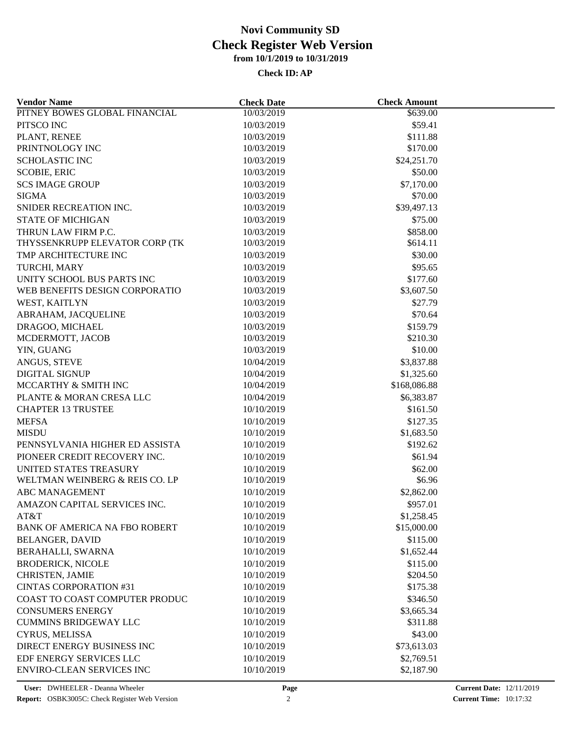# Novi Community SD
## Check Register Web Version
### from 10/1/2019 to 10/31/2019

**Check ID: AP**

| Vendor Name | Check Date | Check Amount |
|---|---|---|
| PITNEY BOWES GLOBAL FINANCIAL | 10/03/2019 | $639.00 |
| PITSCO INC | 10/03/2019 | $59.41 |
| PLANT, RENEE | 10/03/2019 | $111.88 |
| PRINTNOLOGY INC | 10/03/2019 | $170.00 |
| SCHOLASTIC INC | 10/03/2019 | $24,251.70 |
| SCOBIE, ERIC | 10/03/2019 | $50.00 |
| SCS IMAGE GROUP | 10/03/2019 | $7,170.00 |
| SIGMA | 10/03/2019 | $70.00 |
| SNIDER RECREATION INC. | 10/03/2019 | $39,497.13 |
| STATE OF MICHIGAN | 10/03/2019 | $75.00 |
| THRUN LAW FIRM P.C. | 10/03/2019 | $858.00 |
| THYSSENKRUPP ELEVATOR CORP (TK | 10/03/2019 | $614.11 |
| TMP ARCHITECTURE INC | 10/03/2019 | $30.00 |
| TURCHI, MARY | 10/03/2019 | $95.65 |
| UNITY SCHOOL BUS PARTS INC | 10/03/2019 | $177.60 |
| WEB BENEFITS DESIGN CORPORATIO | 10/03/2019 | $3,607.50 |
| WEST, KAITLYN | 10/03/2019 | $27.79 |
| ABRAHAM, JACQUELINE | 10/03/2019 | $70.64 |
| DRAGOO, MICHAEL | 10/03/2019 | $159.79 |
| MCDERMOTT, JACOB | 10/03/2019 | $210.30 |
| YIN, GUANG | 10/03/2019 | $10.00 |
| ANGUS, STEVE | 10/04/2019 | $3,837.88 |
| DIGITAL SIGNUP | 10/04/2019 | $1,325.60 |
| MCCARTHY & SMITH INC | 10/04/2019 | $168,086.88 |
| PLANTE & MORAN CRESA LLC | 10/04/2019 | $6,383.87 |
| CHAPTER 13 TRUSTEE | 10/10/2019 | $161.50 |
| MEFSA | 10/10/2019 | $127.35 |
| MISDU | 10/10/2019 | $1,683.50 |
| PENNSYLVANIA HIGHER ED ASSISTA | 10/10/2019 | $192.62 |
| PIONEER CREDIT RECOVERY INC. | 10/10/2019 | $61.94 |
| UNITED STATES TREASURY | 10/10/2019 | $62.00 |
| WELTMAN WEINBERG & REIS CO. LP | 10/10/2019 | $6.96 |
| ABC MANAGEMENT | 10/10/2019 | $2,862.00 |
| AMAZON CAPITAL SERVICES INC. | 10/10/2019 | $957.01 |
| AT&T | 10/10/2019 | $1,258.45 |
| BANK OF AMERICA NA FBO ROBERT | 10/10/2019 | $15,000.00 |
| BELANGER, DAVID | 10/10/2019 | $115.00 |
| BERAHALLI, SWARNA | 10/10/2019 | $1,652.44 |
| BRODERICK, NICOLE | 10/10/2019 | $115.00 |
| CHRISTEN, JAMIE | 10/10/2019 | $204.50 |
| CINTAS CORPORATION #31 | 10/10/2019 | $175.38 |
| COAST TO COAST COMPUTER PRODUC | 10/10/2019 | $346.50 |
| CONSUMERS ENERGY | 10/10/2019 | $3,665.34 |
| CUMMINS BRIDGEWAY LLC | 10/10/2019 | $311.88 |
| CYRUS, MELISSA | 10/10/2019 | $43.00 |
| DIRECT ENERGY BUSINESS INC | 10/10/2019 | $73,613.03 |
| EDF ENERGY SERVICES LLC | 10/10/2019 | $2,769.51 |
| ENVIRO-CLEAN SERVICES INC | 10/10/2019 | $2,187.90 |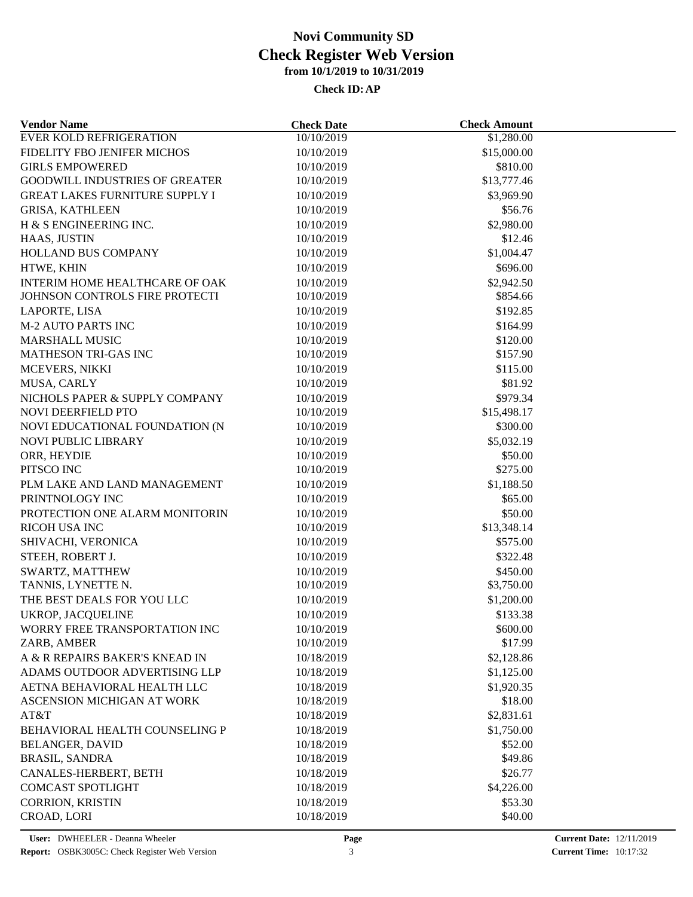# Novi Community SD
## Check Register Web Version
### from 10/1/2019 to 10/31/2019

**Check ID: AP**

| Vendor Name | Check Date | Check Amount |
|---|---|---|
| EVER KOLD REFRIGERATION | 10/10/2019 | \$1,280.00 |
| FIDELITY FBO JENIFER MICHOS | 10/10/2019 | \$15,000.00 |
| GIRLS EMPOWERED | 10/10/2019 | \$810.00 |
| GOODWILL INDUSTRIES OF GREATER | 10/10/2019 | \$13,777.46 |
| GREAT LAKES FURNITURE SUPPLY I | 10/10/2019 | \$3,969.90 |
| GRISA, KATHLEEN | 10/10/2019 | \$56.76 |
| H & S ENGINEERING INC. | 10/10/2019 | \$2,980.00 |
| HAAS, JUSTIN | 10/10/2019 | \$12.46 |
| HOLLAND BUS COMPANY | 10/10/2019 | \$1,004.47 |
| HTWE, KHIN | 10/10/2019 | \$696.00 |
| INTERIM HOME HEALTHCARE OF OAK | 10/10/2019 | \$2,942.50 |
| JOHNSON CONTROLS FIRE PROTECTI | 10/10/2019 | \$854.66 |
| LAPORTE, LISA | 10/10/2019 | \$192.85 |
| M-2 AUTO PARTS INC | 10/10/2019 | \$164.99 |
| MARSHALL MUSIC | 10/10/2019 | \$120.00 |
| MATHESON TRI-GAS INC | 10/10/2019 | \$157.90 |
| MCEVERS, NIKKI | 10/10/2019 | \$115.00 |
| MUSA, CARLY | 10/10/2019 | \$81.92 |
| NICHOLS PAPER & SUPPLY COMPANY | 10/10/2019 | \$979.34 |
| NOVI DEERFIELD PTO | 10/10/2019 | \$15,498.17 |
| NOVI EDUCATIONAL FOUNDATION (N | 10/10/2019 | \$300.00 |
| NOVI PUBLIC LIBRARY | 10/10/2019 | \$5,032.19 |
| ORR, HEYDIE | 10/10/2019 | \$50.00 |
| PITSCO INC | 10/10/2019 | \$275.00 |
| PLM LAKE AND LAND MANAGEMENT | 10/10/2019 | \$1,188.50 |
| PRINTNOLOGY INC | 10/10/2019 | \$65.00 |
| PROTECTION ONE ALARM MONITORIN | 10/10/2019 | \$50.00 |
| RICOH USA INC | 10/10/2019 | \$13,348.14 |
| SHIVACHI, VERONICA | 10/10/2019 | \$575.00 |
| STEEH, ROBERT J. | 10/10/2019 | \$322.48 |
| SWARTZ, MATTHEW | 10/10/2019 | \$450.00 |
| TANNIS, LYNETTE N. | 10/10/2019 | \$3,750.00 |
| THE BEST DEALS FOR YOU LLC | 10/10/2019 | \$1,200.00 |
| UKROP, JACQUELINE | 10/10/2019 | \$133.38 |
| WORRY FREE TRANSPORTATION INC | 10/10/2019 | \$600.00 |
| ZARB, AMBER | 10/10/2019 | \$17.99 |
| A & R REPAIRS BAKER'S KNEAD IN | 10/18/2019 | \$2,128.86 |
| ADAMS OUTDOOR ADVERTISING LLP | 10/18/2019 | \$1,125.00 |
| AETNA BEHAVIORAL HEALTH LLC | 10/18/2019 | \$1,920.35 |
| ASCENSION MICHIGAN AT WORK | 10/18/2019 | \$18.00 |
| AT&T | 10/18/2019 | \$2,831.61 |
| BEHAVIORAL HEALTH COUNSELING P | 10/18/2019 | \$1,750.00 |
| BELANGER, DAVID | 10/18/2019 | \$52.00 |
| BRASIL, SANDRA | 10/18/2019 | \$49.86 |
| CANALES-HERBERT, BETH | 10/18/2019 | \$26.77 |
| COMCAST SPOTLIGHT | 10/18/2019 | \$4,226.00 |
| CORRION, KRISTIN | 10/18/2019 | \$53.30 |
| CROAD, LORI | 10/18/2019 | \$40.00 |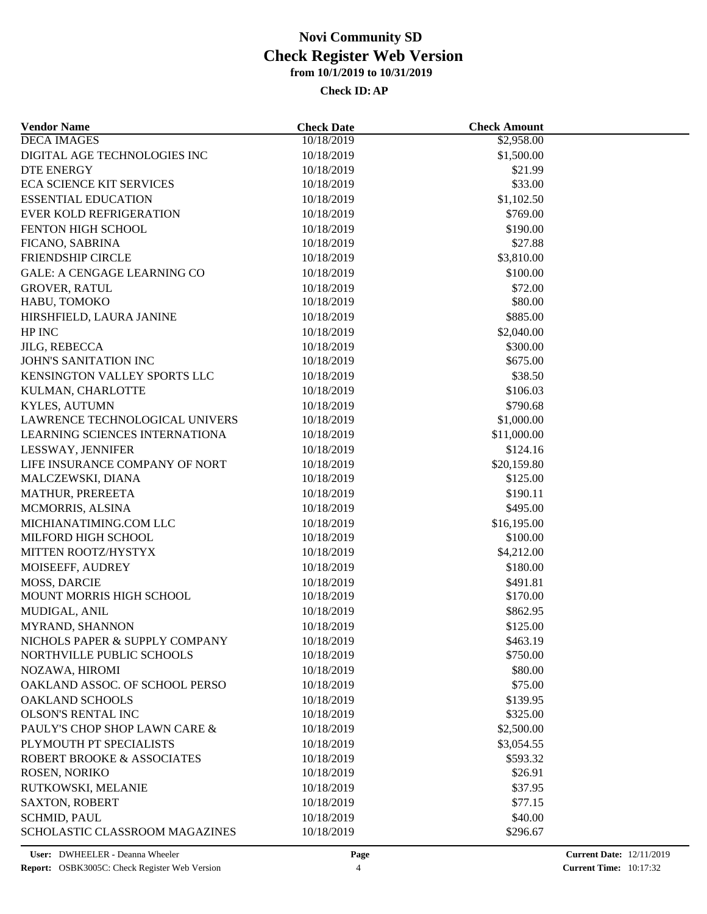# Novi Community SD
## Check Register Web Version
### from 10/1/2019 to 10/31/2019

**Check ID: AP**

| Vendor Name | Check Date | Check Amount |
|---|---|---|
| DECA IMAGES | 10/18/2019 | $2,958.00 |
| DIGITAL AGE TECHNOLOGIES INC | 10/18/2019 | $1,500.00 |
| DTE ENERGY | 10/18/2019 | $21.99 |
| ECA SCIENCE KIT SERVICES | 10/18/2019 | $33.00 |
| ESSENTIAL EDUCATION | 10/18/2019 | $1,102.50 |
| EVER KOLD REFRIGERATION | 10/18/2019 | $769.00 |
| FENTON HIGH SCHOOL | 10/18/2019 | $190.00 |
| FICANO, SABRINA | 10/18/2019 | $27.88 |
| FRIENDSHIP CIRCLE | 10/18/2019 | $3,810.00 |
| GALE: A CENGAGE LEARNING CO | 10/18/2019 | $100.00 |
| GROVER, RATUL | 10/18/2019 | $72.00 |
| HABU, TOMOKO | 10/18/2019 | $80.00 |
| HIRSHFIELD, LAURA JANINE | 10/18/2019 | $885.00 |
| HP INC | 10/18/2019 | $2,040.00 |
| JILG, REBECCA | 10/18/2019 | $300.00 |
| JOHN'S SANITATION INC | 10/18/2019 | $675.00 |
| KENSINGTON VALLEY SPORTS LLC | 10/18/2019 | $38.50 |
| KULMAN, CHARLOTTE | 10/18/2019 | $106.03 |
| KYLES, AUTUMN | 10/18/2019 | $790.68 |
| LAWRENCE TECHNOLOGICAL UNIVERS | 10/18/2019 | $1,000.00 |
| LEARNING SCIENCES INTERNATIONA | 10/18/2019 | $11,000.00 |
| LESSWAY, JENNIFER | 10/18/2019 | $124.16 |
| LIFE INSURANCE COMPANY OF NORT | 10/18/2019 | $20,159.80 |
| MALCZEWSKI, DIANA | 10/18/2019 | $125.00 |
| MATHUR, PREREETA | 10/18/2019 | $190.11 |
| MCMORRIS, ALSINA | 10/18/2019 | $495.00 |
| MICHIANATIMING.COM LLC | 10/18/2019 | $16,195.00 |
| MILFORD HIGH SCHOOL | 10/18/2019 | $100.00 |
| MITTEN ROOTZ/HYSTYX | 10/18/2019 | $4,212.00 |
| MOISEEFF, AUDREY | 10/18/2019 | $180.00 |
| MOSS, DARCIE | 10/18/2019 | $491.81 |
| MOUNT MORRIS HIGH SCHOOL | 10/18/2019 | $170.00 |
| MUDIGAL, ANIL | 10/18/2019 | $862.95 |
| MYRAND, SHANNON | 10/18/2019 | $125.00 |
| NICHOLS PAPER & SUPPLY COMPANY | 10/18/2019 | $463.19 |
| NORTHVILLE PUBLIC SCHOOLS | 10/18/2019 | $750.00 |
| NOZAWA, HIROMI | 10/18/2019 | $80.00 |
| OAKLAND ASSOC. OF SCHOOL PERSO | 10/18/2019 | $75.00 |
| OAKLAND SCHOOLS | 10/18/2019 | $139.95 |
| OLSON'S RENTAL INC | 10/18/2019 | $325.00 |
| PAULY'S CHOP SHOP LAWN CARE & | 10/18/2019 | $2,500.00 |
| PLYMOUTH PT SPECIALISTS | 10/18/2019 | $3,054.55 |
| ROBERT BROOKE & ASSOCIATES | 10/18/2019 | $593.32 |
| ROSEN, NORIKO | 10/18/2019 | $26.91 |
| RUTKOWSKI, MELANIE | 10/18/2019 | $37.95 |
| SAXTON, ROBERT | 10/18/2019 | $77.15 |
| SCHMID, PAUL | 10/18/2019 | $40.00 |
| SCHOLASTIC CLASSROOM MAGAZINES | 10/18/2019 | $296.67 |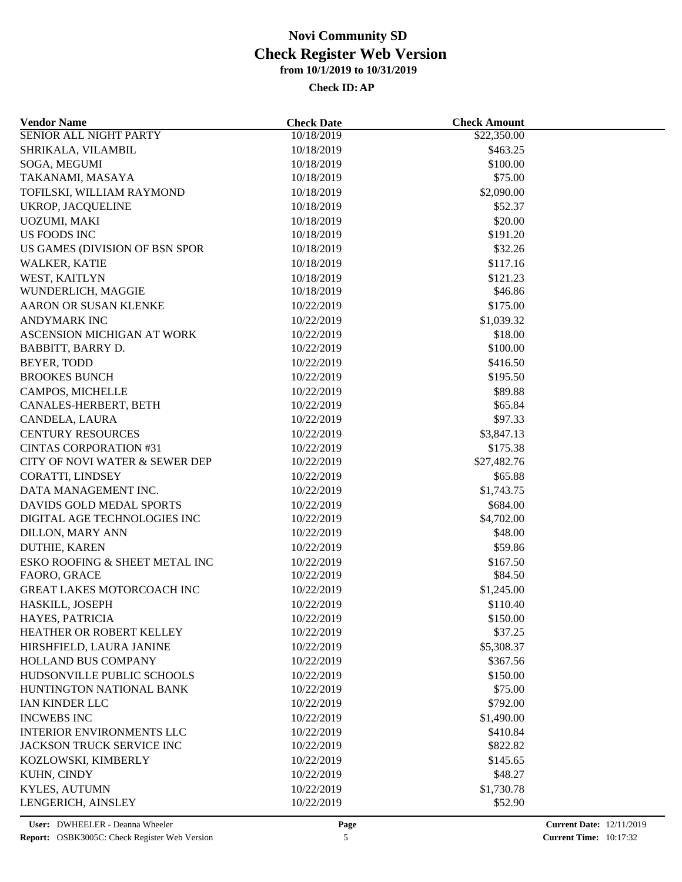# Novi Community SD
## Check Register Web Version
### from 10/1/2019 to 10/31/2019

**Check ID: AP**

| Vendor Name | Check Date | Check Amount |
|---|---|---|
| SENIOR ALL NIGHT PARTY | 10/18/2019 | $22,350.00 |
| SHRIKALA, VILAMBIL | 10/18/2019 | $463.25 |
| SOGA, MEGUMI | 10/18/2019 | $100.00 |
| TAKANAMI, MASAYA | 10/18/2019 | $75.00 |
| TOFILSKI, WILLIAM RAYMOND | 10/18/2019 | $2,090.00 |
| UKROP, JACQUELINE | 10/18/2019 | $52.37 |
| UOZUMI, MAKI | 10/18/2019 | $20.00 |
| US FOODS INC | 10/18/2019 | $191.20 |
| US GAMES (DIVISION OF BSN SPOR | 10/18/2019 | $32.26 |
| WALKER, KATIE | 10/18/2019 | $117.16 |
| WEST, KAITLYN | 10/18/2019 | $121.23 |
| WUNDERLICH, MAGGIE | 10/18/2019 | $46.86 |
| AARON OR SUSAN KLENKE | 10/22/2019 | $175.00 |
| ANDYMARK INC | 10/22/2019 | $1,039.32 |
| ASCENSION MICHIGAN AT WORK | 10/22/2019 | $18.00 |
| BABBITT, BARRY D. | 10/22/2019 | $100.00 |
| BEYER, TODD | 10/22/2019 | $416.50 |
| BROOKES BUNCH | 10/22/2019 | $195.50 |
| CAMPOS, MICHELLE | 10/22/2019 | $89.88 |
| CANALES-HERBERT, BETH | 10/22/2019 | $65.84 |
| CANDELA, LAURA | 10/22/2019 | $97.33 |
| CENTURY RESOURCES | 10/22/2019 | $3,847.13 |
| CINTAS CORPORATION #31 | 10/22/2019 | $175.38 |
| CITY OF NOVI WATER & SEWER DEP | 10/22/2019 | $27,482.76 |
| CORATTI, LINDSEY | 10/22/2019 | $65.88 |
| DATA MANAGEMENT INC. | 10/22/2019 | $1,743.75 |
| DAVIDS GOLD MEDAL SPORTS | 10/22/2019 | $684.00 |
| DIGITAL AGE TECHNOLOGIES INC | 10/22/2019 | $4,702.00 |
| DILLON, MARY ANN | 10/22/2019 | $48.00 |
| DUTHIE, KAREN | 10/22/2019 | $59.86 |
| ESKO ROOFING & SHEET METAL INC | 10/22/2019 | $167.50 |
| FAORO, GRACE | 10/22/2019 | $84.50 |
| GREAT LAKES MOTORCOACH INC | 10/22/2019 | $1,245.00 |
| HASKILL, JOSEPH | 10/22/2019 | $110.40 |
| HAYES, PATRICIA | 10/22/2019 | $150.00 |
| HEATHER OR ROBERT KELLEY | 10/22/2019 | $37.25 |
| HIRSHFIELD, LAURA JANINE | 10/22/2019 | $5,308.37 |
| HOLLAND BUS COMPANY | 10/22/2019 | $367.56 |
| HUDSONVILLE PUBLIC SCHOOLS | 10/22/2019 | $150.00 |
| HUNTINGTON NATIONAL BANK | 10/22/2019 | $75.00 |
| IAN KINDER LLC | 10/22/2019 | $792.00 |
| INCWEBS INC | 10/22/2019 | $1,490.00 |
| INTERIOR ENVIRONMENTS LLC | 10/22/2019 | $410.84 |
| JACKSON TRUCK SERVICE INC | 10/22/2019 | $822.82 |
| KOZLOWSKI, KIMBERLY | 10/22/2019 | $145.65 |
| KUHN, CINDY | 10/22/2019 | $48.27 |
| KYLES, AUTUMN | 10/22/2019 | $1,730.78 |
| LENGERICH, AINSLEY | 10/22/2019 | $52.90 |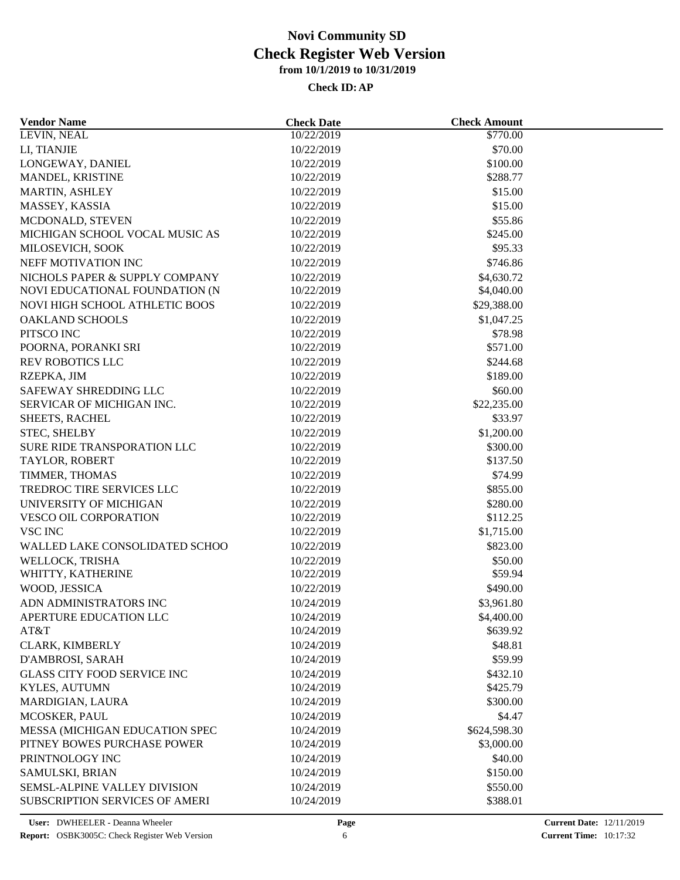# Novi Community SD

## Check Register Web Version

### from 10/1/2019 to 10/31/2019

**Check ID: AP**

| Vendor Name | Check Date | Check Amount |
|---|---|---|
| LEVIN, NEAL | 10/22/2019 | $770.00 |
| LI, TIANJIE | 10/22/2019 | $70.00 |
| LONGEWAY, DANIEL | 10/22/2019 | $100.00 |
| MANDEL, KRISTINE | 10/22/2019 | $288.77 |
| MARTIN, ASHLEY | 10/22/2019 | $15.00 |
| MASSEY, KASSIA | 10/22/2019 | $15.00 |
| MCDONALD, STEVEN | 10/22/2019 | $55.86 |
| MICHIGAN SCHOOL VOCAL MUSIC AS | 10/22/2019 | $245.00 |
| MILOSEVICH, SOOK | 10/22/2019 | $95.33 |
| NEFF MOTIVATION INC | 10/22/2019 | $746.86 |
| NICHOLS PAPER & SUPPLY COMPANY | 10/22/2019 | $4,630.72 |
| NOVI EDUCATIONAL FOUNDATION (N | 10/22/2019 | $4,040.00 |
| NOVI HIGH SCHOOL ATHLETIC BOOS | 10/22/2019 | $29,388.00 |
| OAKLAND SCHOOLS | 10/22/2019 | $1,047.25 |
| PITSCO INC | 10/22/2019 | $78.98 |
| POORNA, PORANKI SRI | 10/22/2019 | $571.00 |
| REV ROBOTICS LLC | 10/22/2019 | $244.68 |
| RZEPKA, JIM | 10/22/2019 | $189.00 |
| SAFEWAY SHREDDING LLC | 10/22/2019 | $60.00 |
| SERVICAR OF MICHIGAN INC. | 10/22/2019 | $22,235.00 |
| SHEETS, RACHEL | 10/22/2019 | $33.97 |
| STEC, SHELBY | 10/22/2019 | $1,200.00 |
| SURE RIDE TRANSPORTATION LLC | 10/22/2019 | $300.00 |
| TAYLOR, ROBERT | 10/22/2019 | $137.50 |
| TIMMER, THOMAS | 10/22/2019 | $74.99 |
| TREDROC TIRE SERVICES LLC | 10/22/2019 | $855.00 |
| UNIVERSITY OF MICHIGAN | 10/22/2019 | $280.00 |
| VESCO OIL CORPORATION | 10/22/2019 | $112.25 |
| VSC INC | 10/22/2019 | $1,715.00 |
| WALLED LAKE CONSOLIDATED SCHOO | 10/22/2019 | $823.00 |
| WELLOCK, TRISHA | 10/22/2019 | $50.00 |
| WHITTY, KATHERINE | 10/22/2019 | $59.94 |
| WOOD, JESSICA | 10/22/2019 | $490.00 |
| ADN ADMINISTRATORS INC | 10/24/2019 | $3,961.80 |
| APERTURE EDUCATION LLC | 10/24/2019 | $4,400.00 |
| AT&T | 10/24/2019 | $639.92 |
| CLARK, KIMBERLY | 10/24/2019 | $48.81 |
| D'AMBROSI, SARAH | 10/24/2019 | $59.99 |
| GLASS CITY FOOD SERVICE INC | 10/24/2019 | $432.10 |
| KYLES, AUTUMN | 10/24/2019 | $425.79 |
| MARDIGIAN, LAURA | 10/24/2019 | $300.00 |
| MCOSKER, PAUL | 10/24/2019 | $4.47 |
| MESSA (MICHIGAN EDUCATION SPEC | 10/24/2019 | $624,598.30 |
| PITNEY BOWES PURCHASE POWER | 10/24/2019 | $3,000.00 |
| PRINTNOLOGY INC | 10/24/2019 | $40.00 |
| SAMULSKI, BRIAN | 10/24/2019 | $150.00 |
| SEMSL-ALPINE VALLEY DIVISION | 10/24/2019 | $550.00 |
| SUBSCRIPTION SERVICES OF AMERI | 10/24/2019 | $388.01 |

User: DWHEELER - Deanna Wheeler
Report: OSBK3005C: Check Register Web Version
Current Date: 12/11/2019
Current Time: 10:17:32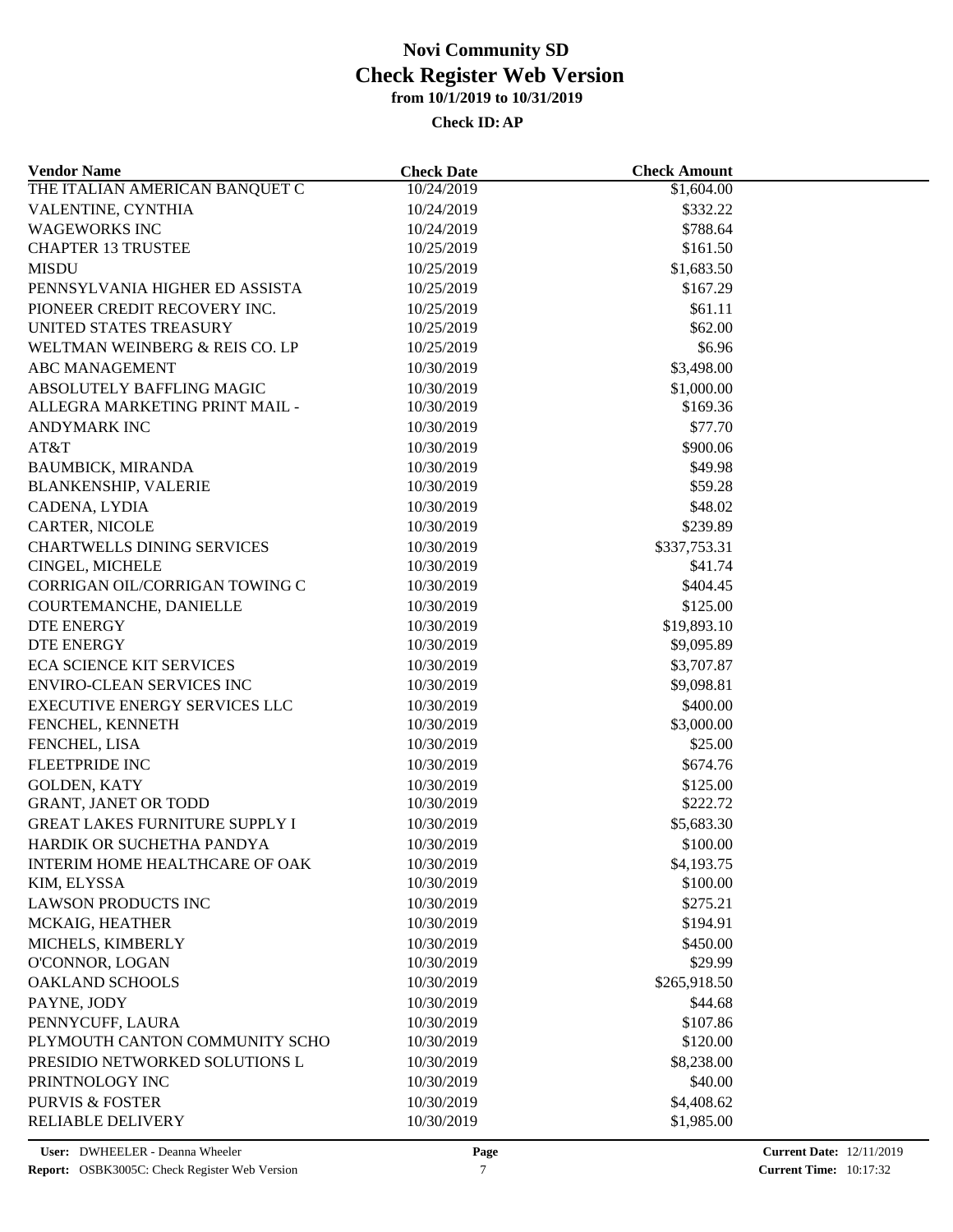# Novi Community SD
# Check Register Web Version
### from 10/1/2019 to 10/31/2019

**Check ID: AP**

| Vendor Name | Check Date | Check Amount |
|---|---|---|
| THE ITALIAN AMERICAN BANQUET C | 10/24/2019 | $1,604.00 |
| VALENTINE, CYNTHIA | 10/24/2019 | $332.22 |
| WAGEWORKS INC | 10/24/2019 | $788.64 |
| CHAPTER 13 TRUSTEE | 10/25/2019 | $161.50 |
| MISDU | 10/25/2019 | $1,683.50 |
| PENNSYLVANIA HIGHER ED ASSISTA | 10/25/2019 | $167.29 |
| PIONEER CREDIT RECOVERY INC. | 10/25/2019 | $61.11 |
| UNITED STATES TREASURY | 10/25/2019 | $62.00 |
| WELTMAN WEINBERG & REIS CO. LP | 10/25/2019 | $6.96 |
| ABC MANAGEMENT | 10/30/2019 | $3,498.00 |
| ABSOLUTELY BAFFLING MAGIC | 10/30/2019 | $1,000.00 |
| ALLEGRA MARKETING PRINT MAIL - | 10/30/2019 | $169.36 |
| ANDYMARK INC | 10/30/2019 | $77.70 |
| AT&T | 10/30/2019 | $900.06 |
| BAUMBICK, MIRANDA | 10/30/2019 | $49.98 |
| BLANKENSHIP, VALERIE | 10/30/2019 | $59.28 |
| CADENA, LYDIA | 10/30/2019 | $48.02 |
| CARTER, NICOLE | 10/30/2019 | $239.89 |
| CHARTWELLS DINING SERVICES | 10/30/2019 | $337,753.31 |
| CINGEL, MICHELE | 10/30/2019 | $41.74 |
| CORRIGAN OIL/CORRIGAN TOWING C | 10/30/2019 | $404.45 |
| COURTEMANCHE, DANIELLE | 10/30/2019 | $125.00 |
| DTE ENERGY | 10/30/2019 | $19,893.10 |
| DTE ENERGY | 10/30/2019 | $9,095.89 |
| ECA SCIENCE KIT SERVICES | 10/30/2019 | $3,707.87 |
| ENVIRO-CLEAN SERVICES INC | 10/30/2019 | $9,098.81 |
| EXECUTIVE ENERGY SERVICES LLC | 10/30/2019 | $400.00 |
| FENCHEL, KENNETH | 10/30/2019 | $3,000.00 |
| FENCHEL, LISA | 10/30/2019 | $25.00 |
| FLEETPRIDE INC | 10/30/2019 | $674.76 |
| GOLDEN, KATY | 10/30/2019 | $125.00 |
| GRANT, JANET OR TODD | 10/30/2019 | $222.72 |
| GREAT LAKES FURNITURE SUPPLY I | 10/30/2019 | $5,683.30 |
| HARDIK OR SUCHETHA PANDYA | 10/30/2019 | $100.00 |
| INTERIM HOME HEALTHCARE OF OAK | 10/30/2019 | $4,193.75 |
| KIM, ELYSSA | 10/30/2019 | $100.00 |
| LAWSON PRODUCTS INC | 10/30/2019 | $275.21 |
| MCKAIG, HEATHER | 10/30/2019 | $194.91 |
| MICHELS, KIMBERLY | 10/30/2019 | $450.00 |
| O'CONNOR, LOGAN | 10/30/2019 | $29.99 |
| OAKLAND SCHOOLS | 10/30/2019 | $265,918.50 |
| PAYNE, JODY | 10/30/2019 | $44.68 |
| PENNYCUFF, LAURA | 10/30/2019 | $107.86 |
| PLYMOUTH CANTON COMMUNITY SCHO | 10/30/2019 | $120.00 |
| PRESIDIO NETWORKED SOLUTIONS L | 10/30/2019 | $8,238.00 |
| PRINTNOLOGY INC | 10/30/2019 | $40.00 |
| PURVIS & FOSTER | 10/30/2019 | $4,408.62 |
| RELIABLE DELIVERY | 10/30/2019 | $1,985.00 |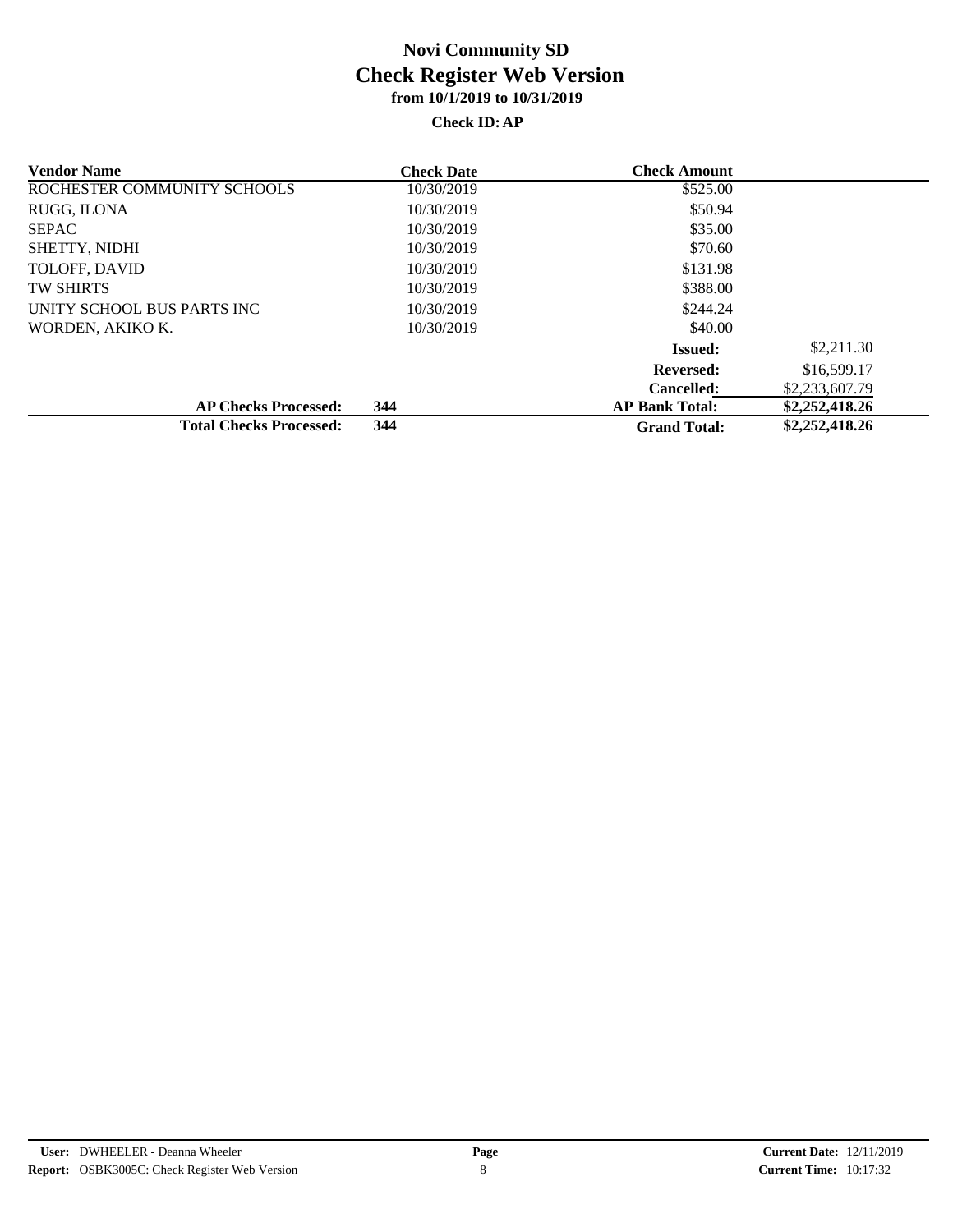# Novi Community SD

## Check Register Web Version

### from 10/1/2019 to 10/31/2019

**Check ID: AP**

| Vendor Name | Check Date | Check Amount | |
|---|---|---|---|
| ROCHESTER COMMUNITY SCHOOLS | 10/30/2019 | $525.00 | |
| RUGG, ILONA | 10/30/2019 | $50.94 | |
| SEPAC | 10/30/2019 | $35.00 | |
| SHETTY, NIDHI | 10/30/2019 | $70.60 | |
| TOLOFF, DAVID | 10/30/2019 | $131.98 | |
| TW SHIRTS | 10/30/2019 | $388.00 | |
| UNITY SCHOOL BUS PARTS INC | 10/30/2019 | $244.24 | |
| WORDEN, AKIKO K. | 10/30/2019 | $40.00 | |
| | | **Issued:** | $2,211.30 |
| | | **Reversed:** | $16,599.17 |
| | | **Cancelled:** | $2,233,607.79 |
| **AP Checks Processed:** | **344** | **AP Bank Total:** | **$2,252,418.26** |
| **Total Checks Processed:** | **344** | **Grand Total:** | **$2,252,418.26** |

**User:** DWHEELER - Deanna Wheeler
**Report:** OSBK3005C: Check Register Web Version
**Current Date:** 12/11/2019
**Current Time:** 10:17:32